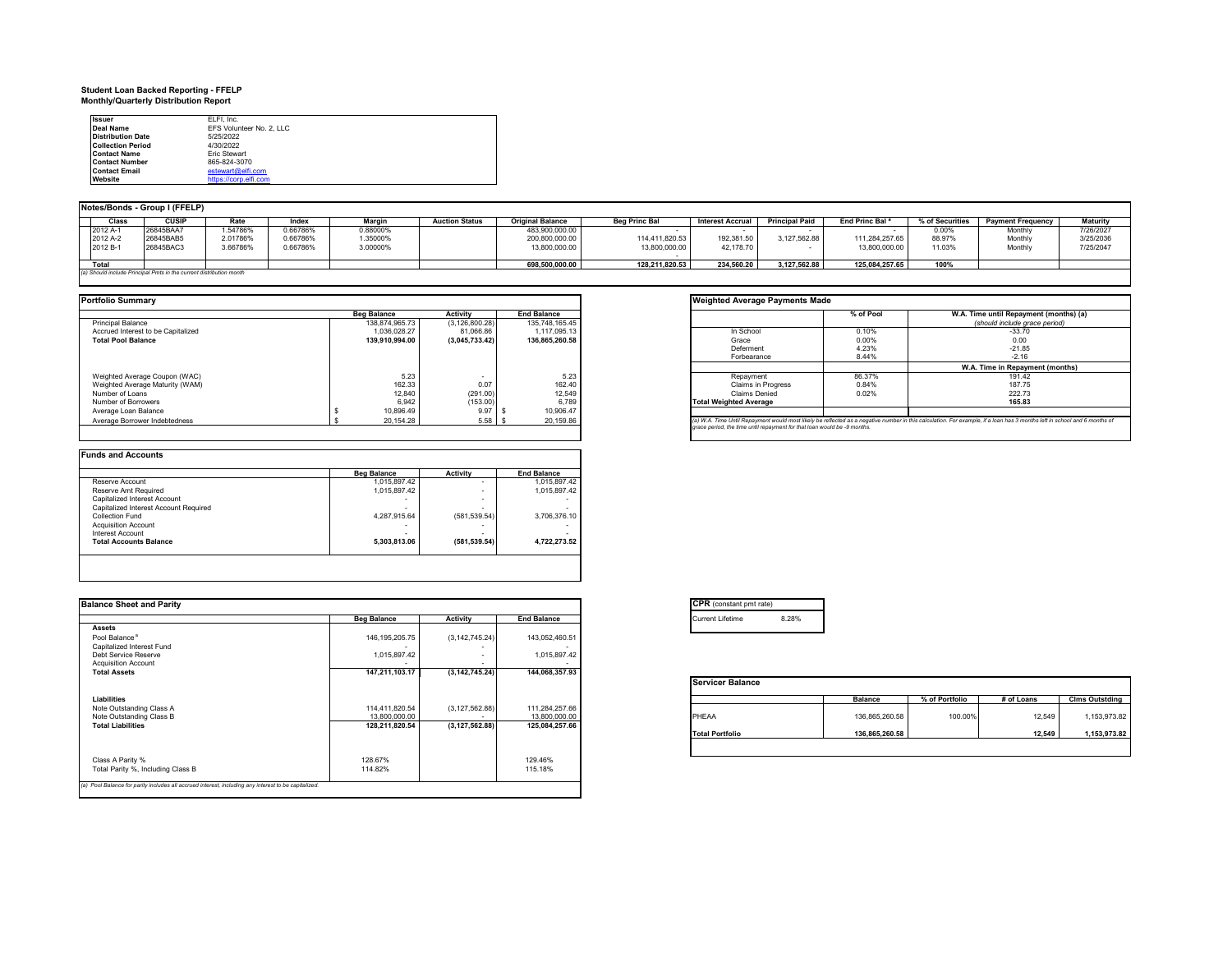# Student Loan Backed Reporting - FFELP
## Monthly/Quarterly Distribution Report

| | |
|---|---|
| **Issuer** | ELFI, Inc. |
| **Deal Name** | EFS Volunteer No. 2, LLC |
| **Distribution Date** | 5/25/2022 |
| **Collection Period** | 4/30/2022 |
| **Contact Name** | Eric Stewart |
| **Contact Number** | 865-824-3070 |
| **Contact Email** | estewart@elfi.com |
| **Website** | https://corp.elfi.com |

## Notes/Bonds - Group I (FFELP)

| Class | CUSIP | Rate | Index | Margin | Auction Status | Original Balance | Beg Princ Bal | Interest Accrual | Principal Paid | End Princ Bal [a] | % of Securities | Payment Frequency | Maturity |
|---|---|---|---|---|---|---|---|---|---|---|---|---|---|
| 2012 A-1 | 26845BAA7 | 1.54786% | 0.66786% | 0.88000% | | 483,900,000.00 | - | - | - | - | 0.00% | Monthly | 7/26/2027 |
| 2012 A-2 | 26845BAB5 | 2.01786% | 0.66786% | 1.35000% | | 200,800,000.00 | 114,411,820.53 | 192,381.50 | 3,127,562.88 | 111,284,257.65 | 88.97% | Monthly | 3/25/2036 |
| 2012 B-1 | 26845BAC3 | 3.66786% | 0.66786% | 3.00000% | | 13,800,000.00 | 13,800,000.00 | 42,178.70 | - | 13,800,000.00 | 11.03% | Monthly | 7/25/2047 |
| | | | | | | | - | | | | | | |
| **Total** | | | | | | **698,500,000.00** | **128,211,820.53** | **234,560.20** | **3,127,562.88** | **125,084,257.65** | **100%** | | |

*(a) Should include Principal Pmts in the current distribution month*

## Portfolio Summary

| | Beg Balance | Activity | End Balance |
|---|---|---|---|
| Principal Balance | 138,874,965.73 | (3,126,800.28) | 135,748,165.45 |
| Accrued Interest to be Capitalized | 1,036,028.27 | 81,066.86 | 1,117,095.13 |
| **Total Pool Balance** | **139,910,994.00** | **(3,045,733.42)** | **136,865,260.58** |
| Weighted Average Coupon (WAC) | 5.23 | - | 5.23 |
| Weighted Average Maturity (WAM) | 162.33 | 0.07 | 162.40 |
| Number of Loans | 12,840 | (291.00) | 12,549 |
| Number of Borrowers | 6,942 | (153.00) | 6,789 |
| Average Loan Balance | $ 10,896.49 | 9.97 | $ 10,906.47 |
| Average Borrower Indebtedness | $ 20,154.28 | 5.58 | $ 20,159.86 |

## Weighted Average Payments Made

| | % of Pool | W.A. Time until Repayment (months) (a) (should include grace period) |
|---|---|---|
| In School | 0.10% | -33.70 |
| Grace | 0.00% | 0.00 |
| Deferment | 4.23% | -21.85 |
| Forbearance | 8.44% | -2.16 |
| | | **W.A. Time in Repayment (months)** |
| Repayment | 86.37% | 191.42 |
| Claims in Progress | 0.84% | 187.75 |
| Claims Denied | 0.02% | 222.73 |
| **Total Weighted Average** | | **165.83** |

*(a) W.A. Time Until Repayment would most likely be reflected as a negative number in this calculation. For example, if a loan has 3 months left in school and 6 months of grace period, the time until repayment for that loan would be -9 months.*

## Funds and Accounts

| | Beg Balance | Activity | End Balance |
|---|---|---|---|
| Reserve Account | 1,015,897.42 | - | 1,015,897.42 |
| Reserve Amt Required | 1,015,897.42 | - | 1,015,897.42 |
| Capitalized Interest Account | - | - | - |
| Capitalized Interest Account Required | - | - | - |
| Collection Fund | 4,287,915.64 | (581,539.54) | 3,706,376.10 |
| Acquisition Account | - | - | - |
| Interest Account | - | - | - |
| **Total Accounts Balance** | **5,303,813.06** | **(581,539.54)** | **4,722,273.52** |

## Balance Sheet and Parity

| | Beg Balance | Activity | End Balance |
|---|---|---|---|
| **Assets** | | | |
| Pool Balance [a] | 146,195,205.75 | (3,142,745.24) | 143,052,460.51 |
| Capitalized Interest Fund | - | - | - |
| Debt Service Reserve | 1,015,897.42 | - | 1,015,897.42 |
| Acquisition Account | - | - | - |
| **Total Assets** | **147,211,103.17** | **(3,142,745.24)** | **144,068,357.93** |
| **Liabilities** | | | |
| Note Outstanding Class A | 114,411,820.54 | (3,127,562.88) | 111,284,257.66 |
| Note Outstanding Class B | 13,800,000.00 | - | 13,800,000.00 |
| **Total Liabilities** | **128,211,820.54** | **(3,127,562.88)** | **125,084,257.66** |
| Class A Parity % | 128.67% | | 129.46% |
| Total Parity %, Including Class B | 114.82% | | 115.18% |

*(a) Pool Balance for parity includes all accrued interest, including any interest to be capitalized.*

## CPR (constant pmt rate)

| | |
|---|---|
| Current Lifetime | 8.28% |

## Servicer Balance

| | Balance | % of Portfolio | # of Loans | Clms Outstding |
|---|---|---|---|---|
| PHEAA | 136,865,260.58 | 100.00% | 12,549 | 1,153,973.82 |
| **Total Portfolio** | **136,865,260.58** | | **12,549** | **1,153,973.82** |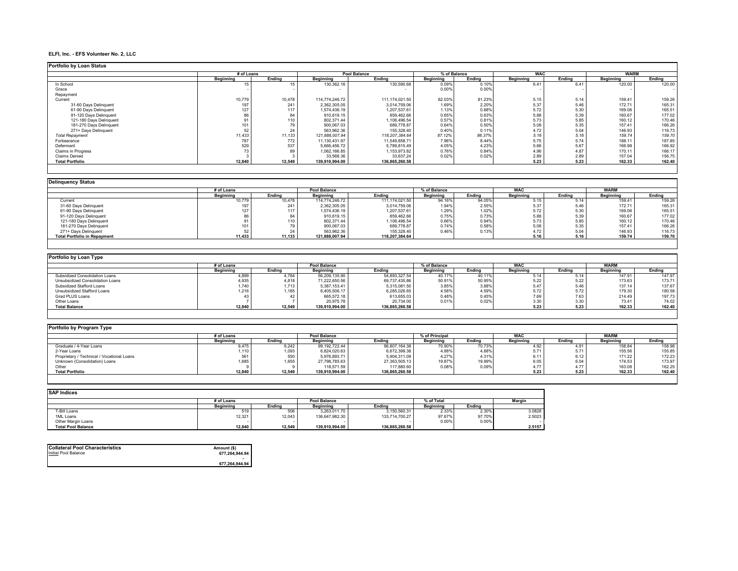**ELFI, Inc. - EFS Volunteer No. 2, LLC**

## Portfolio by Loan Status

| | # of Loans | | Pool Balance | | % of Balance | | WAC | | WARM | |
|---|---|---|---|---|---|---|---|---|---|---|
| | Beginning | Ending | Beginning | Ending | Beginning | Ending | Beginning | Ending | Beginning | Ending |
| In School | 15 | 15 | 130,362.16 | 130,590.68 | 0.09% | 0.10% | 6.41 | 6.41 | 120.00 | 120.00 |
| Grace | - | - | - | - | 0.00% | 0.00% | - | - | - | - |
| Repayment | | | | | | | | | | |
| Current | 10,779 | 10,478 | 114,774,246.72 | 111,174,021.50 | 82.03% | 81.23% | 5.15 | 5.14 | 159.41 | 159.26 |
| 31-60 Days Delinquent | 197 | 241 | 2,362,305.05 | 3,014,759.06 | 1.69% | 2.20% | 5.37 | 5.46 | 172.71 | 165.31 |
| 61-90 Days Delinquent | 127 | 117 | 1,574,436.19 | 1,207,537.61 | 1.13% | 0.88% | 5.72 | 5.30 | 169.06 | 165.51 |
| 91-120 Days Delinquent | 86 | 84 | 910,619.15 | 859,462.66 | 0.65% | 0.63% | 5.88 | 5.39 | 160.67 | 177.02 |
| 121-180 Days Delinquent | 91 | 110 | 802,371.44 | 1,106,496.54 | 0.57% | 0.81% | 5.73 | 5.85 | 160.12 | 170.46 |
| 181-270 Days Delinquent | 101 | 79 | 900,067.03 | 689,778.87 | 0.64% | 0.50% | 5.08 | 5.35 | 157.41 | 166.26 |
| 271+ Days Delinquent | 52 | 24 | 563,962.36 | 155,328.40 | 0.40% | 0.11% | 4.72 | 5.04 | 146.93 | 116.73 |
| *Total Repayment* | *11,433* | *11,133* | *121,888,007.94* | *118,207,384.64* | *87.12%* | *86.37%* | *5.16* | *5.16* | *159.74* | *159.70* |
| Forbearance | 787 | 772 | 11,130,431.97 | 11,549,858.71 | 7.96% | 8.44% | 5.75 | 5.74 | 188.11 | 187.85 |
| Deferment | 529 | 537 | 5,666,456.72 | 5,789,815.49 | 4.05% | 4.23% | 5.66 | 5.67 | 166.98 | 166.92 |
| Claims in Progress | 73 | 89 | 1,062,166.85 | 1,153,973.82 | 0.76% | 0.84% | 4.96 | 4.87 | 170.11 | 166.17 |
| Claims Denied | 3 | 3 | 33,568.36 | 33,637.24 | 0.02% | 0.02% | 2.89 | 2.89 | 157.04 | 156.75 |
| **Total Portfolio** | **12,840** | **12,549** | **139,910,994.00** | **136,865,260.58** | | | **5.23** | **5.23** | **162.33** | **162.40** |

## Delinquency Status

| | # of Loans | | Pool Balance | | % of Balance | | WAC | | WARM | |
|---|---|---|---|---|---|---|---|---|---|---|
| | Beginning | Ending | Beginning | Ending | Beginning | Ending | Beginning | Ending | Beginning | Ending |
| Current | 10,779 | 10,478 | 114,774,246.72 | 111,174,021.50 | 94.16% | 94.05% | 5.15 | 5.14 | 159.41 | 159.26 |
| 31-60 Days Delinquent | 197 | 241 | 2,362,305.05 | 3,014,759.06 | 1.94% | 2.55% | 5.37 | 5.46 | 172.71 | 165.31 |
| 61-90 Days Delinquent | 127 | 117 | 1,574,436.19 | 1,207,537.61 | 1.29% | 1.02% | 5.72 | 5.30 | 169.06 | 165.51 |
| 91-120 Days Delinquent | 86 | 84 | 910,619.15 | 859,462.66 | 0.75% | 0.73% | 5.88 | 5.39 | 160.67 | 177.02 |
| 121-180 Days Delinquent | 91 | 110 | 802,371.44 | 1,106,496.54 | 0.66% | 0.94% | 5.73 | 5.85 | 160.12 | 170.46 |
| 181-270 Days Delinquent | 101 | 79 | 900,067.03 | 689,778.87 | 0.74% | 0.58% | 5.08 | 5.35 | 157.41 | 166.26 |
| 271+ Days Delinquent | 52 | 24 | 563,962.36 | 155,328.40 | 0.46% | 0.13% | 4.72 | 5.04 | 146.93 | 116.73 |
| **Total Portfolio in Repayment** | **11,433** | **11,133** | **121,888,007.94** | **118,207,384.64** | | | **5.16** | **5.16** | **159.74** | **159.70** |

## Portfolio by Loan Type

| | # of Loans | | Pool Balance | | % of Balance | | WAC | | WARM | |
|---|---|---|---|---|---|---|---|---|---|---|
| | Beginning | Ending | Beginning | Ending | Beginning | Ending | Beginning | Ending | Beginning | Ending |
| Subsidized Consolidation Loans | 4,899 | 4,784 | 56,209,135.90 | 54,893,327.54 | 40.17% | 40.11% | 5.14 | 5.14 | 147.91 | 147.97 |
| Unsubsidized Consolidation Loans | 4,935 | 4,818 | 71,222,650.56 | 69,737,435.86 | 50.91% | 50.95% | 5.22 | 5.22 | 173.63 | 173.71 |
| Subsidized Stafford Loans | 1,740 | 1,713 | 5,387,153.41 | 5,315,081.50 | 3.85% | 3.88% | 5.47 | 5.46 | 137.14 | 137.67 |
| Unsubsidized Stafford Loans | 1,216 | 1,185 | 6,405,506.17 | 6,285,026.65 | 4.58% | 4.59% | 5.72 | 5.72 | 179.30 | 180.58 |
| Grad PLUS Loans | 43 | 42 | 665,572.18 | 613,655.03 | 0.48% | 0.45% | 7.69 | 7.63 | 214.49 | 197.73 |
| Other Loans | 7 | 7 | 20,975.78 | 20,734.00 | 0.01% | 0.02% | 3.30 | 3.30 | 73.41 | 74.02 |
| **Total Balance** | **12,840** | **12,549** | **139,910,994.00** | **136,865,260.58** | | | **5.23** | **5.23** | **162.33** | **162.40** |

## Portfolio by Program Type

| | # of Loans | | Pool Balance | | % of Principal | | WAC | | WARM | |
|---|---|---|---|---|---|---|---|---|---|---|
| | Beginning | Ending | Beginning | Ending | Beginning | Ending | Beginning | Ending | Beginning | Ending |
| Graduate / 4-Year Loans | 9,475 | 9,242 | 99,192,722.44 | 96,807,164.38 | 70.90% | 70.73% | 4.92 | 4.91 | 158.84 | 158.98 |
| 2-Year Loans | 1,110 | 1,093 | 6,824,020.63 | 6,672,399.38 | 4.88% | 4.88% | 5.71 | 5.71 | 155.56 | 155.85 |
| Proprietary / Technical / Vocational Loans | 561 | 550 | 5,976,893.71 | 5,904,311.09 | 4.27% | 4.31% | 6.11 | 6.12 | 171.22 | 172.23 |
| Unknown (Consolidation) Loans | 1,685 | 1,655 | 27,798,785.63 | 27,363,505.13 | 19.87% | 19.99% | 6.05 | 6.04 | 174.53 | 173.97 |
| Other | 9 | 9 | 118,571.59 | 117,880.60 | 0.08% | 0.09% | 4.77 | 4.77 | 163.08 | 162.25 |
| **Total Portfolio** | **12,840** | **12,549** | **139,910,994.00** | **136,865,260.58** | | | **5.23** | **5.23** | **162.33** | **162.40** |

## SAP Indices

| | # of Loans | | Pool Balance | | % of Total | | Margin |
|---|---|---|---|---|---|---|---|
| | Beginning | Ending | Beginning | Ending | Beginning | Ending | |
| T-Bill Loans | 519 | 506 | 3,263,011.70 | 3,150,560.31 | 2.33% | 2.30% | 3.0828 |
| 1ML Loans | 12,321 | 12,043 | 136,647,982.30 | 133,714,700.27 | 97.67% | 97.70% | 2.5023 |
| Other Margin Loans | - | - | - | - | 0.00% | 0.00% | - |
| **Total Pool Balance** | **12,840** | **12,549** | **139,910,994.00** | **136,865,260.58** | | | **2.5157** |

| Collateral Pool Characteristics | Amount ($) |
|---|---|
| Initial Pool Balance | 677,264,944.94 |
| | - |
| | 677,264,944.94 |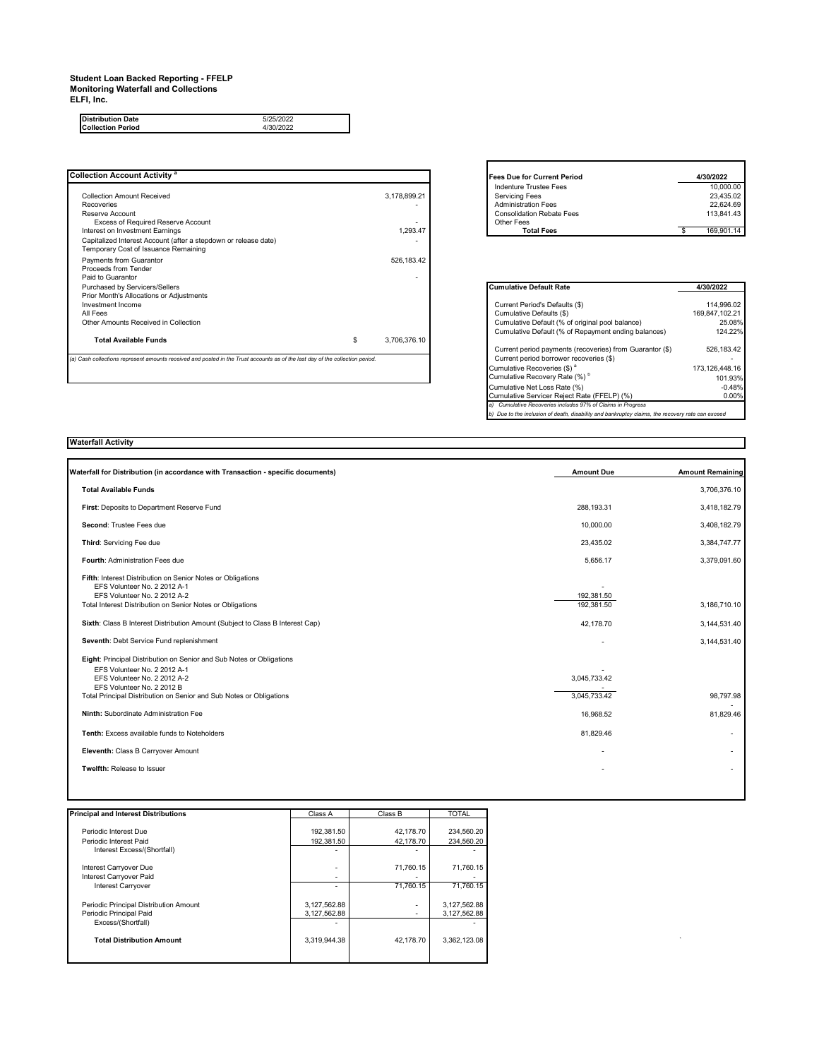**Student Loan Backed Reporting - FFELP**
**Monitoring Waterfall and Collections**
**ELFI, Inc.**

| **Distribution Date** | 5/25/2022 |
| --- | --- |
| **Collection Period** | 4/30/2022 |

| **Collection Account Activity** [a] | | |
| --- | --- | --- |
| Collection Amount Received | | 3,178,899.21 |
| Recoveries | | - |
| Reserve Account | | |
| Excess of Required Reserve Account | | - |
| Interest on Investment Earnings | | 1,293.47 |
| Capitalized Interest Account (after a stepdown or release date) | | - |
| Temporary Cost of Issuance Remaining | | |
| Payments from Guarantor | | 526,183.42 |
| Proceeds from Tender | | |
| Paid to Guarantor | | - |
| Purchased by Servicers/Sellers | | |
| Prior Month's Allocations or Adjustments | | |
| Investment Income | | |
| All Fees | | |
| Other Amounts Received in Collection | | |
| **Total Available Funds** | $ | 3,706,376.10 |

*(a) Cash collections represent amounts received and posted in the Trust accounts as of the last day of the collection period.*

| **Fees Due for Current Period** | | **4/30/2022** |
| --- | --- | --- |
| Indenture Trustee Fees | | 10,000.00 |
| Servicing Fees | | 23,435.02 |
| Administration Fees | | 22,624.69 |
| Consolidation Rebate Fees | | 113,841.43 |
| Other Fees | | |
| **Total Fees** | $ | 169,901.14 |

| **Cumulative Default Rate** | **4/30/2022** |
| --- | --- |
| Current Period's Defaults ($) | 114,996.02 |
| Cumulative Defaults ($) | 169,847,102.21 |
| Cumulative Default (% of original pool balance) | 25.08% |
| Cumulative Default (% of Repayment ending balances) | 124.22% |
| Current period payments (recoveries) from Guarantor ($) | 526,183.42 |
| Current period borrower recoveries ($) | - |
| Cumulative Recoveries ($) [a] | 173,126,448.16 |
| Cumulative Recovery Rate (%) [b] | 101.93% |
| Cumulative Net Loss Rate (%) | -0.48% |
| Cumulative Servicer Reject Rate (FFELP) (%) | 0.00% |

*a) Cumulative Recoveries includes 97% of Claims in Progress*
*b) Due to the inclusion of death, disability and bankruptcy claims, the recovery rate can exceed*

## Waterfall Activity

| **Waterfall for Distribution (in accordance with Transaction - specific documents)** | **Amount Due** | **Amount Remaining** |
| --- | --- | --- |
| **Total Available Funds** | | 3,706,376.10 |
| **First**: Deposits to Department Reserve Fund | 288,193.31 | 3,418,182.79 |
| **Second**: Trustee Fees due | 10,000.00 | 3,408,182.79 |
| **Third**: Servicing Fee due | 23,435.02 | 3,384,747.77 |
| **Fourth**: Administration Fees due | 5,656.17 | 3,379,091.60 |
| **Fifth**: Interest Distribution on Senior Notes or Obligations | | |
| EFS Volunteer No. 2 2012 A-1 | - | |
| EFS Volunteer No. 2 2012 A-2 | 192,381.50 | |
| Total Interest Distribution on Senior Notes or Obligations | 192,381.50 | 3,186,710.10 |
| **Sixth**: Class B Interest Distribution Amount (Subject to Class B Interest Cap) | 42,178.70 | 3,144,531.40 |
| **Seventh**: Debt Service Fund replenishment | - | 3,144,531.40 |
| **Eight**: Principal Distribution on Senior and Sub Notes or Obligations | | |
| EFS Volunteer No. 2 2012 A-1 | - | |
| EFS Volunteer No. 2 2012 A-2 | 3,045,733.42 | |
| EFS Volunteer No. 2 2012 B | - | |
| Total Principal Distribution on Senior and Sub Notes or Obligations | 3,045,733.42 | 98,797.98 |
| **Ninth:** Subordinate Administration Fee | 16,968.52 | 81,829.46 |
| **Tenth:** Excess available funds to Noteholders | 81,829.46 | - |
| **Eleventh:** Class B Carryover Amount | - | - |
| **Twelfth:** Release to Issuer | - | - |

| **Principal and Interest Distributions** | Class A | Class B | TOTAL |
| --- | --- | --- | --- |
| Periodic Interest Due | 192,381.50 | 42,178.70 | 234,560.20 |
| Periodic Interest Paid | 192,381.50 | 42,178.70 | 234,560.20 |
| Interest Excess/(Shortfall) | - | - | - |
| Interest Carryover Due | - | 71,760.15 | 71,760.15 |
| Interest Carryover Paid | - | - | - |
| Interest Carryover | - | 71,760.15 | 71,760.15 |
| Periodic Principal Distribution Amount | 3,127,562.88 | - | 3,127,562.88 |
| Periodic Principal Paid | 3,127,562.88 | - | 3,127,562.88 |
| Excess/(Shortfall) | - | | - |
| **Total Distribution Amount** | 3,319,944.38 | 42,178.70 | 3,362,123.08 |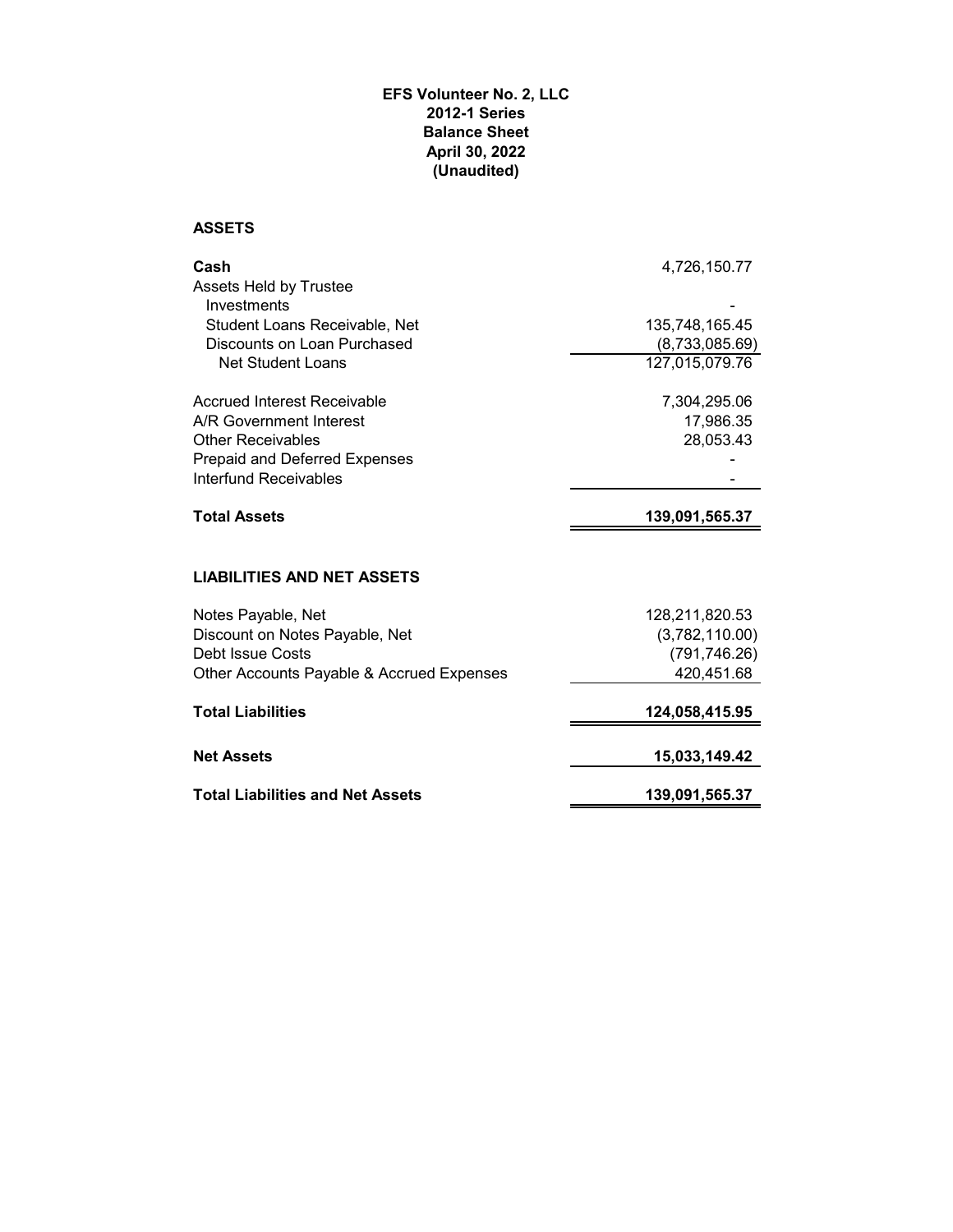**EFS Volunteer No. 2, LLC**
**2012-1 Series**
**Balance Sheet**
**April 30, 2022**
**(Unaudited)**

**ASSETS**

| | |
|---|---:|
| **Cash** | 4,726,150.77 |
| Assets Held by Trustee | |
| Investments | - |
| Student Loans Receivable, Net | 135,748,165.45 |
| Discounts on Loan Purchased | (8,733,085.69) |
| Net Student Loans | 127,015,079.76 |
| | |
| Accrued Interest Receivable | 7,304,295.06 |
| A/R Government Interest | 17,986.35 |
| Other Receivables | 28,053.43 |
| Prepaid and Deferred Expenses | - |
| Interfund Receivables | - |
| | |
| **Total Assets** | **139,091,565.37** |

**LIABILITIES AND NET ASSETS**

| | |
|---|---:|
| Notes Payable, Net | 128,211,820.53 |
| Discount on Notes Payable, Net | (3,782,110.00) |
| Debt Issue Costs | (791,746.26) |
| Other Accounts Payable & Accrued Expenses | 420,451.68 |
| | |
| **Total Liabilities** | **124,058,415.95** |
| | |
| **Net Assets** | **15,033,149.42** |
| | |
| **Total Liabilities and Net Assets** | **139,091,565.37** |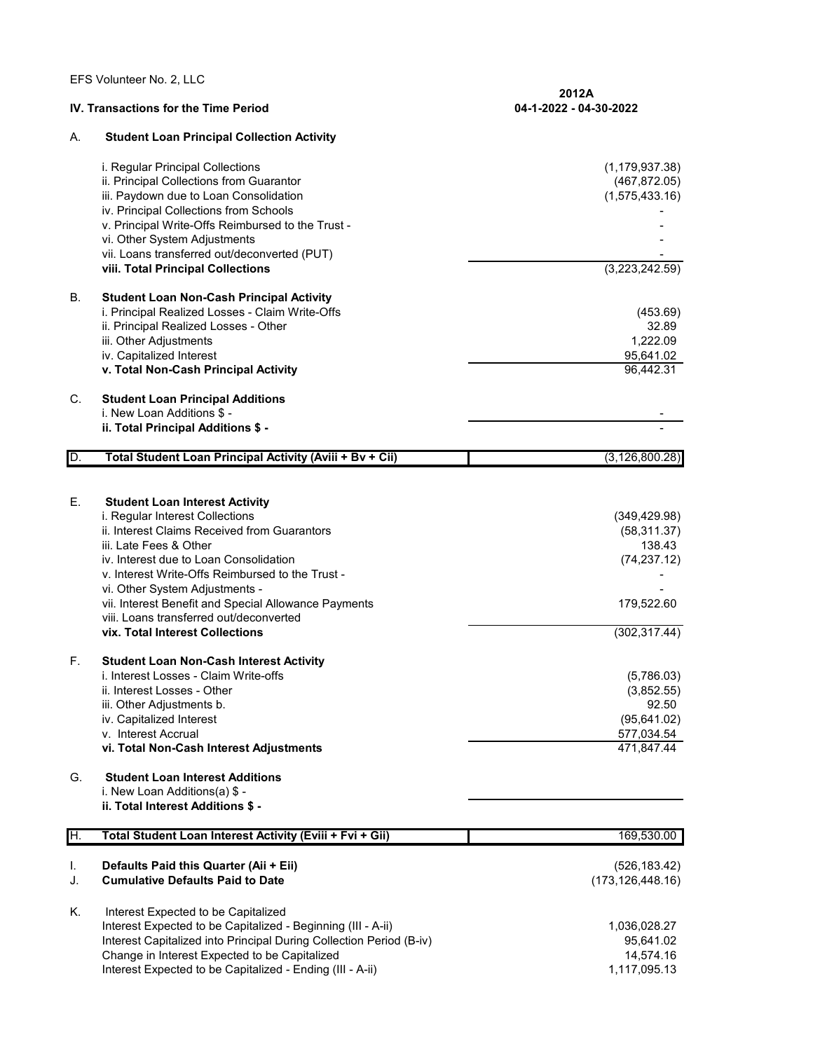EFS Volunteer No. 2, LLC

| IV. Transactions for the Time Period | | 2012A 04-1-2022 - 04-30-2022 |
|---|---|---|
| A. | **Student Loan Principal Collection Activity** | |
| | i. Regular Principal Collections | (1,179,937.38) |
| | ii. Principal Collections from Guarantor | (467,872.05) |
| | iii. Paydown due to Loan Consolidation | (1,575,433.16) |
| | iv. Principal Collections from Schools | - |
| | v. Principal Write-Offs Reimbursed to the Trust - | - |
| | vi. Other System Adjustments | - |
| | vii. Loans transferred out/deconverted (PUT) | - |
| | **viii. Total Principal Collections** | (3,223,242.59) |
| B. | **Student Loan Non-Cash Principal Activity** | |
| | i. Principal Realized Losses - Claim Write-Offs | (453.69) |
| | ii. Principal Realized Losses - Other | 32.89 |
| | iii. Other Adjustments | 1,222.09 |
| | iv. Capitalized Interest | 95,641.02 |
| | **v. Total Non-Cash Principal Activity** | 96,442.31 |
| C. | **Student Loan Principal Additions** | |
| | i. New Loan Additions $ - | - |
| | **ii. Total Principal Additions $ -** | - |
| D. | **Total Student Loan Principal Activity (Aviii + Bv + Cii)** | (3,126,800.28) |
| E. | **Student Loan Interest Activity** | |
| | i. Regular Interest Collections | (349,429.98) |
| | ii. Interest Claims Received from Guarantors | (58,311.37) |
| | iii. Late Fees & Other | 138.43 |
| | iv. Interest due to Loan Consolidation | (74,237.12) |
| | v. Interest Write-Offs Reimbursed to the Trust - | - |
| | vi. Other System Adjustments - | - |
| | vii. Interest Benefit and Special Allowance Payments | 179,522.60 |
| | viii. Loans transferred out/deconverted | |
| | **vix. Total Interest Collections** | (302,317.44) |
| F. | **Student Loan Non-Cash Interest Activity** | |
| | i. Interest Losses - Claim Write-offs | (5,786.03) |
| | ii. Interest Losses - Other | (3,852.55) |
| | iii. Other Adjustments b. | 92.50 |
| | iv. Capitalized Interest | (95,641.02) |
| | v. Interest Accrual | 577,034.54 |
| | **vi. Total Non-Cash Interest Adjustments** | 471,847.44 |
| G. | **Student Loan Interest Additions** | |
| | i. New Loan Additions(a) $ - | |
| | **ii. Total Interest Additions $ -** | |
| H. | **Total Student Loan Interest Activity (Eviii + Fvi + Gii)** | 169,530.00 |
| I. | **Defaults Paid this Quarter (Aii + Eii)** | (526,183.42) |
| J. | **Cumulative Defaults Paid to Date** | (173,126,448.16) |
| K. | Interest Expected to be Capitalized | |
| | Interest Expected to be Capitalized - Beginning (III - A-ii) | 1,036,028.27 |
| | Interest Capitalized into Principal During Collection Period (B-iv) | 95,641.02 |
| | Change in Interest Expected to be Capitalized | 14,574.16 |
| | Interest Expected to be Capitalized - Ending (III - A-ii) | 1,117,095.13 |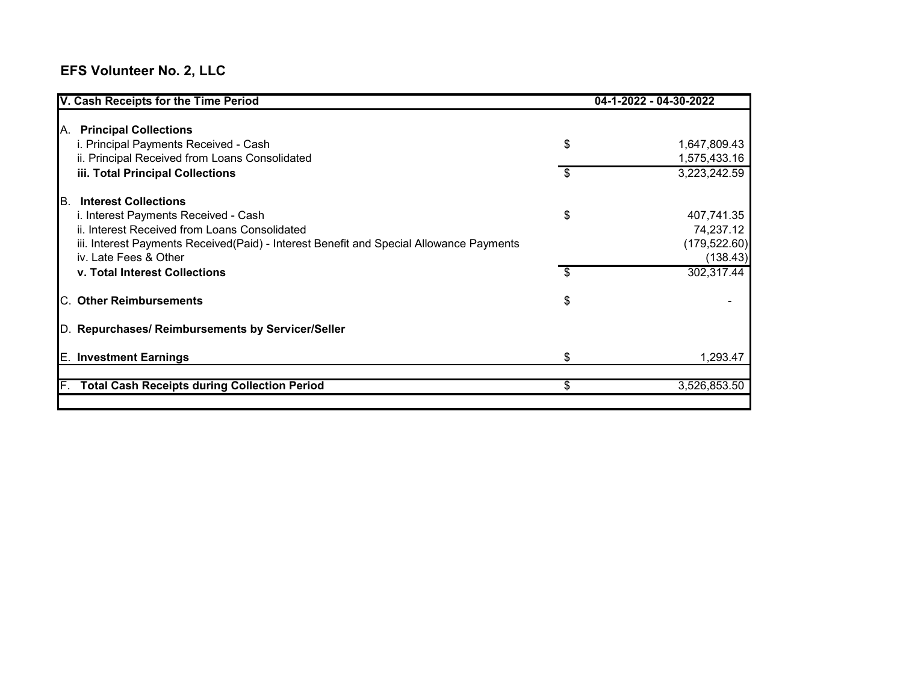## EFS Volunteer No. 2, LLC

| V. Cash Receipts for the Time Period | | 04-1-2022 - 04-30-2022 |
|---|---|---|
| **A. Principal Collections** | | |
| i. Principal Payments Received - Cash | $ | 1,647,809.43 |
| ii. Principal Received from Loans Consolidated | | 1,575,433.16 |
| **iii. Total Principal Collections** | $ | 3,223,242.59 |
| **B. Interest Collections** | | |
| i. Interest Payments Received - Cash | $ | 407,741.35 |
| ii. Interest Received from Loans Consolidated | | 74,237.12 |
| iii. Interest Payments Received(Paid) - Interest Benefit and Special Allowance Payments | | (179,522.60) |
| iv. Late Fees & Other | | (138.43) |
| **v. Total Interest Collections** | $ | 302,317.44 |
| **C. Other Reimbursements** | $ | - |
| **D. Repurchases/ Reimbursements by Servicer/Seller** | | |
| **E. Investment Earnings** | $ | 1,293.47 |
| **F. Total Cash Receipts during Collection Period** | $ | 3,526,853.50 |